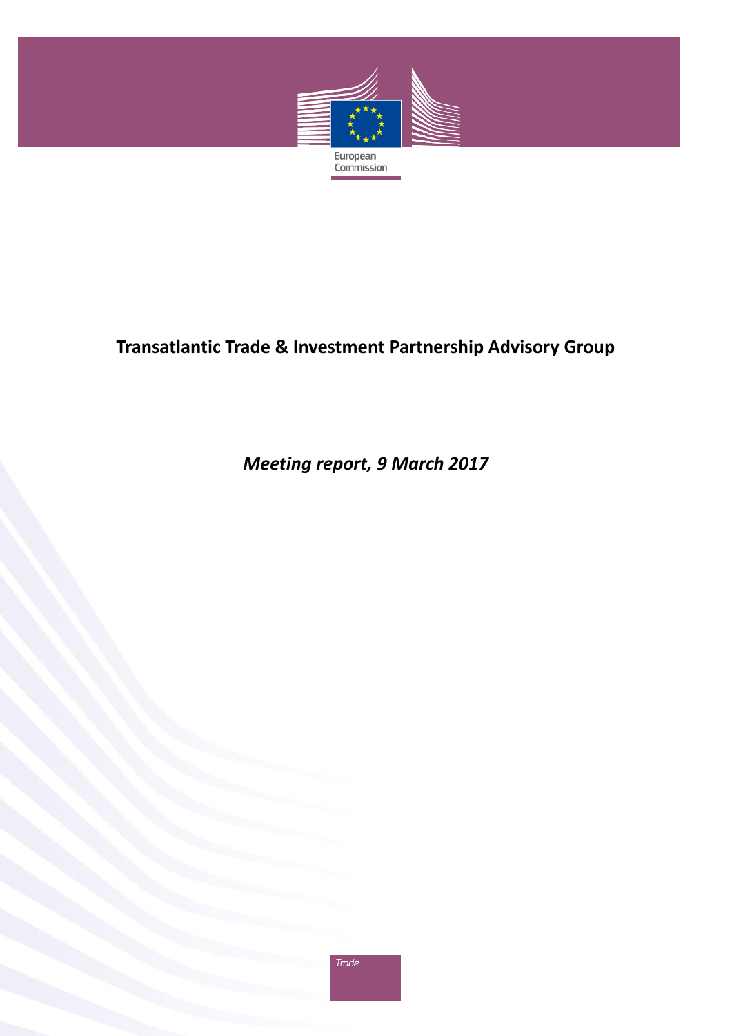European Commission

# Transatlantic Trade & Investment Partnership Advisory Group

*Meeting report, 9 March 2017*

Trade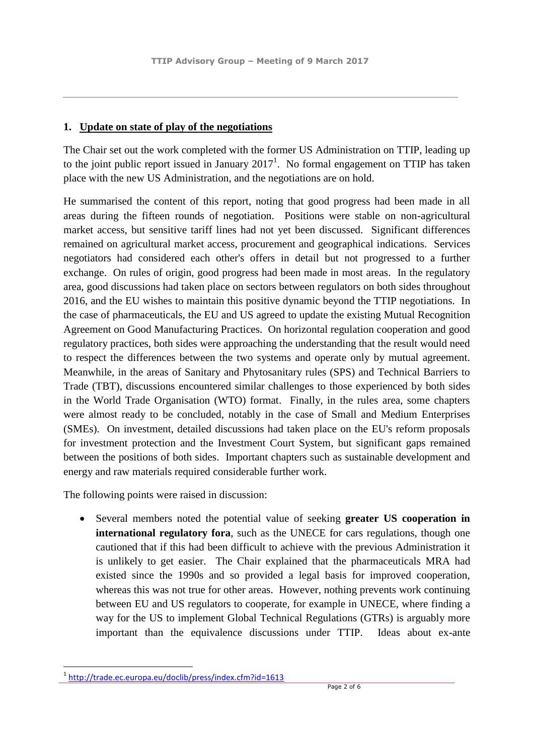## 1. Update on state of play of the negotiations

The Chair set out the work completed with the former US Administration on TTIP, leading up to the joint public report issued in January 2017[1]. No formal engagement on TTIP has taken place with the new US Administration, and the negotiations are on hold.

He summarised the content of this report, noting that good progress had been made in all areas during the fifteen rounds of negotiation. Positions were stable on non-agricultural market access, but sensitive tariff lines had not yet been discussed. Significant differences remained on agricultural market access, procurement and geographical indications. Services negotiators had considered each other's offers in detail but not progressed to a further exchange. On rules of origin, good progress had been made in most areas. In the regulatory area, good discussions had taken place on sectors between regulators on both sides throughout 2016, and the EU wishes to maintain this positive dynamic beyond the TTIP negotiations. In the case of pharmaceuticals, the EU and US agreed to update the existing Mutual Recognition Agreement on Good Manufacturing Practices. On horizontal regulation cooperation and good regulatory practices, both sides were approaching the understanding that the result would need to respect the differences between the two systems and operate only by mutual agreement. Meanwhile, in the areas of Sanitary and Phytosanitary rules (SPS) and Technical Barriers to Trade (TBT), discussions encountered similar challenges to those experienced by both sides in the World Trade Organisation (WTO) format. Finally, in the rules area, some chapters were almost ready to be concluded, notably in the case of Small and Medium Enterprises (SMEs). On investment, detailed discussions had taken place on the EU's reform proposals for investment protection and the Investment Court System, but significant gaps remained between the positions of both sides. Important chapters such as sustainable development and energy and raw materials required considerable further work.

The following points were raised in discussion:

- Several members noted the potential value of seeking **greater US cooperation in international regulatory fora**, such as the UNECE for cars regulations, though one cautioned that if this had been difficult to achieve with the previous Administration it is unlikely to get easier. The Chair explained that the pharmaceuticals MRA had existed since the 1990s and so provided a legal basis for improved cooperation, whereas this was not true for other areas. However, nothing prevents work continuing between EU and US regulators to cooperate, for example in UNECE, where finding a way for the US to implement Global Technical Regulations (GTRs) is arguably more important than the equivalence discussions under TTIP. Ideas about ex-ante

[1] http://trade.ec.europa.eu/doclib/press/index.cfm?id=1613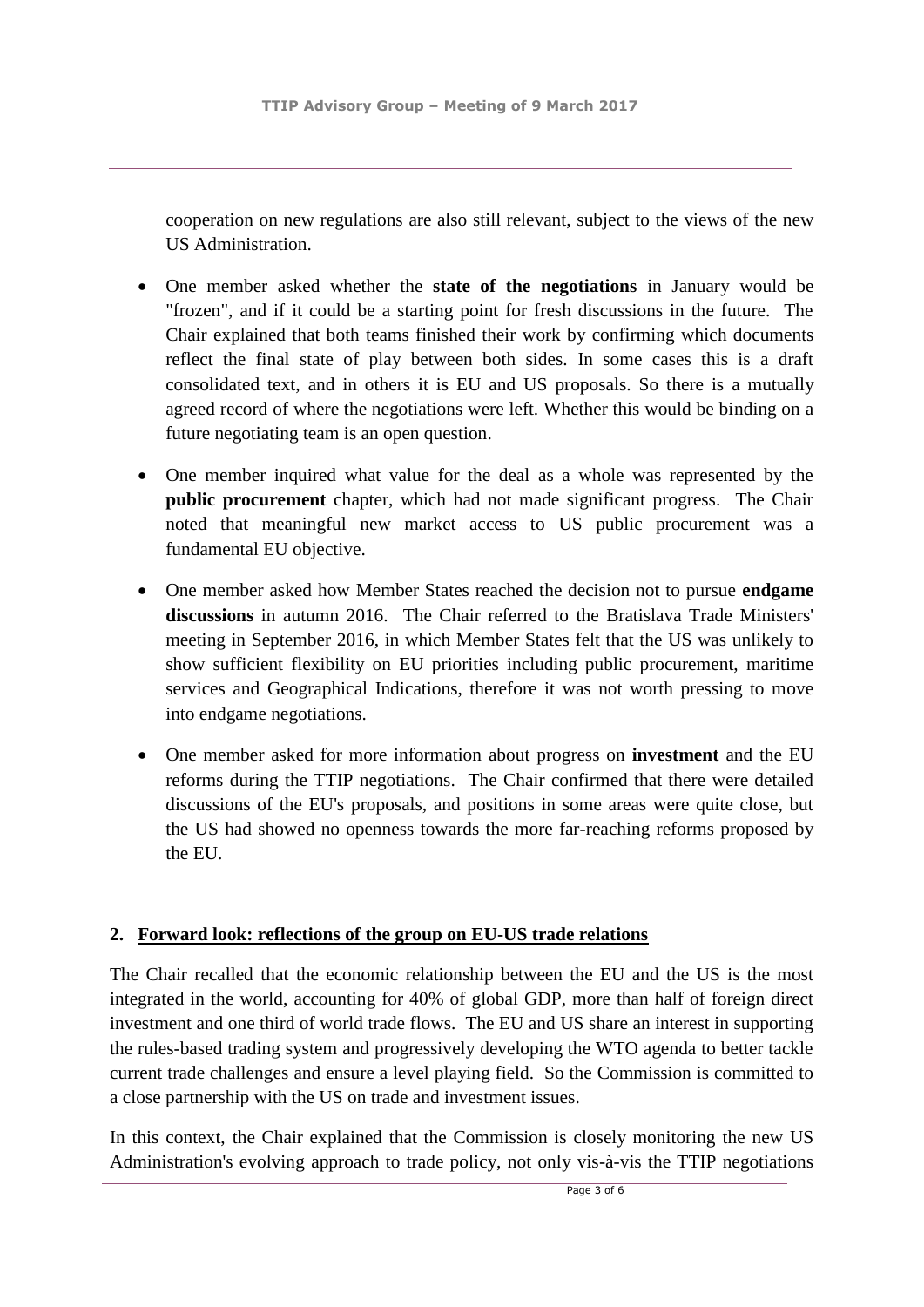cooperation on new regulations are also still relevant, subject to the views of the new US Administration.

- One member asked whether the **state of the negotiations** in January would be "frozen", and if it could be a starting point for fresh discussions in the future. The Chair explained that both teams finished their work by confirming which documents reflect the final state of play between both sides. In some cases this is a draft consolidated text, and in others it is EU and US proposals. So there is a mutually agreed record of where the negotiations were left. Whether this would be binding on a future negotiating team is an open question.

- One member inquired what value for the deal as a whole was represented by the **public procurement** chapter, which had not made significant progress. The Chair noted that meaningful new market access to US public procurement was a fundamental EU objective.

- One member asked how Member States reached the decision not to pursue **endgame discussions** in autumn 2016. The Chair referred to the Bratislava Trade Ministers' meeting in September 2016, in which Member States felt that the US was unlikely to show sufficient flexibility on EU priorities including public procurement, maritime services and Geographical Indications, therefore it was not worth pressing to move into endgame negotiations.

- One member asked for more information about progress on **investment** and the EU reforms during the TTIP negotiations. The Chair confirmed that there were detailed discussions of the EU's proposals, and positions in some areas were quite close, but the US had showed no openness towards the more far-reaching reforms proposed by the EU.

## 2. Forward look: reflections of the group on EU-US trade relations

The Chair recalled that the economic relationship between the EU and the US is the most integrated in the world, accounting for 40% of global GDP, more than half of foreign direct investment and one third of world trade flows. The EU and US share an interest in supporting the rules-based trading system and progressively developing the WTO agenda to better tackle current trade challenges and ensure a level playing field. So the Commission is committed to a close partnership with the US on trade and investment issues.

In this context, the Chair explained that the Commission is closely monitoring the new US Administration's evolving approach to trade policy, not only vis-à-vis the TTIP negotiations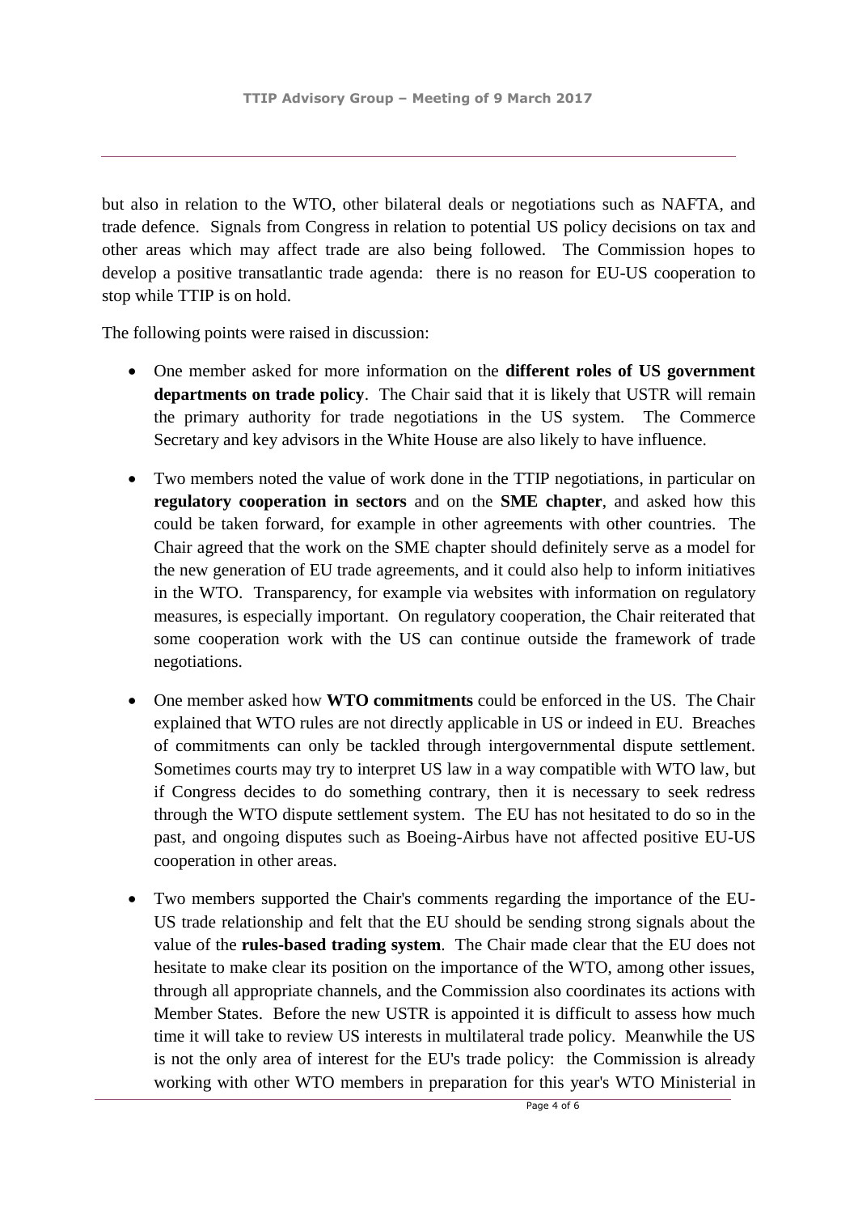but also in relation to the WTO, other bilateral deals or negotiations such as NAFTA, and trade defence. Signals from Congress in relation to potential US policy decisions on tax and other areas which may affect trade are also being followed. The Commission hopes to develop a positive transatlantic trade agenda: there is no reason for EU-US cooperation to stop while TTIP is on hold.

The following points were raised in discussion:

- One member asked for more information on the **different roles of US government departments on trade policy**. The Chair said that it is likely that USTR will remain the primary authority for trade negotiations in the US system. The Commerce Secretary and key advisors in the White House are also likely to have influence.

- Two members noted the value of work done in the TTIP negotiations, in particular on **regulatory cooperation in sectors** and on the **SME chapter**, and asked how this could be taken forward, for example in other agreements with other countries. The Chair agreed that the work on the SME chapter should definitely serve as a model for the new generation of EU trade agreements, and it could also help to inform initiatives in the WTO. Transparency, for example via websites with information on regulatory measures, is especially important. On regulatory cooperation, the Chair reiterated that some cooperation work with the US can continue outside the framework of trade negotiations.

- One member asked how **WTO commitments** could be enforced in the US. The Chair explained that WTO rules are not directly applicable in US or indeed in EU. Breaches of commitments can only be tackled through intergovernmental dispute settlement. Sometimes courts may try to interpret US law in a way compatible with WTO law, but if Congress decides to do something contrary, then it is necessary to seek redress through the WTO dispute settlement system. The EU has not hesitated to do so in the past, and ongoing disputes such as Boeing-Airbus have not affected positive EU-US cooperation in other areas.

- Two members supported the Chair's comments regarding the importance of the EU-US trade relationship and felt that the EU should be sending strong signals about the value of the **rules-based trading system**. The Chair made clear that the EU does not hesitate to make clear its position on the importance of the WTO, among other issues, through all appropriate channels, and the Commission also coordinates its actions with Member States. Before the new USTR is appointed it is difficult to assess how much time it will take to review US interests in multilateral trade policy. Meanwhile the US is not the only area of interest for the EU's trade policy: the Commission is already working with other WTO members in preparation for this year's WTO Ministerial in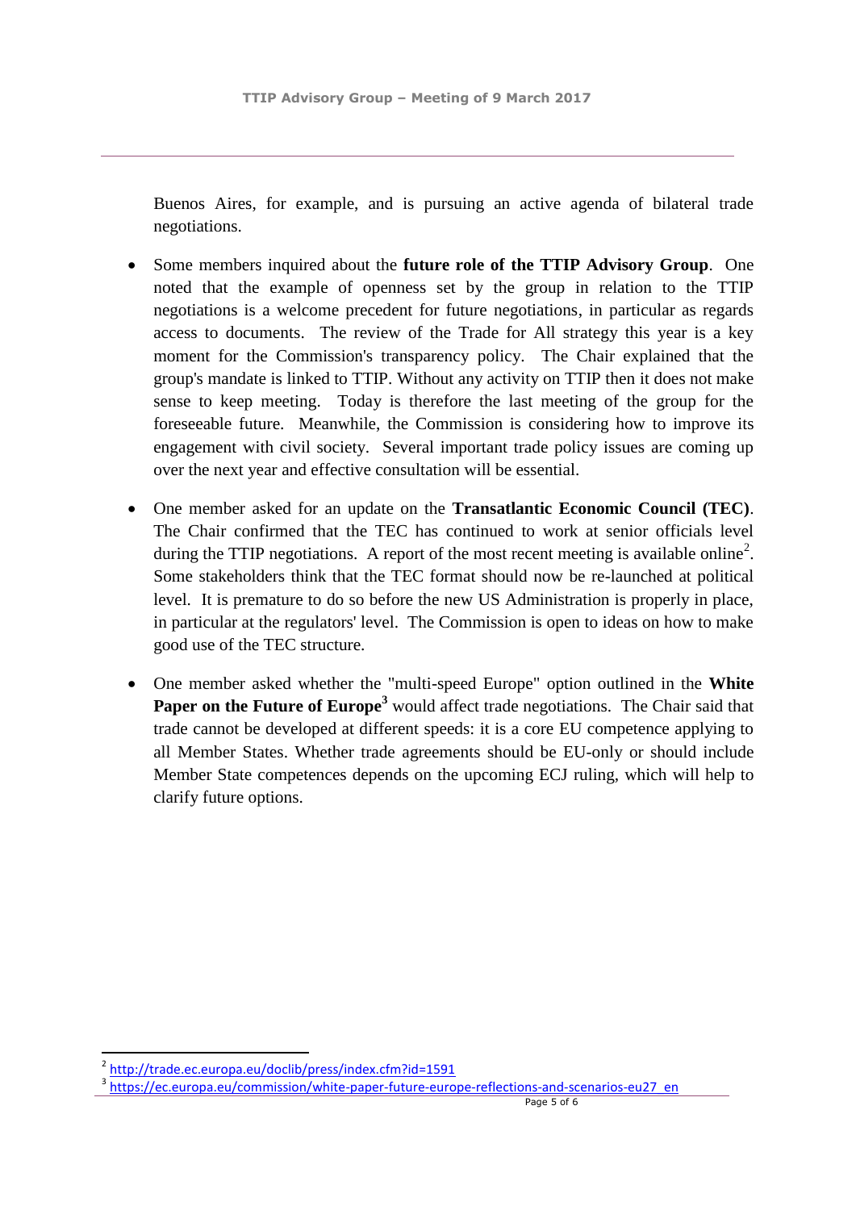Buenos Aires, for example, and is pursuing an active agenda of bilateral trade negotiations.

- Some members inquired about the **future role of the TTIP Advisory Group**. One noted that the example of openness set by the group in relation to the TTIP negotiations is a welcome precedent for future negotiations, in particular as regards access to documents. The review of the Trade for All strategy this year is a key moment for the Commission's transparency policy. The Chair explained that the group's mandate is linked to TTIP. Without any activity on TTIP then it does not make sense to keep meeting. Today is therefore the last meeting of the group for the foreseeable future. Meanwhile, the Commission is considering how to improve its engagement with civil society. Several important trade policy issues are coming up over the next year and effective consultation will be essential.

- One member asked for an update on the **Transatlantic Economic Council (TEC)**. The Chair confirmed that the TEC has continued to work at senior officials level during the TTIP negotiations. A report of the most recent meeting is available online[2]. Some stakeholders think that the TEC format should now be re-launched at political level. It is premature to do so before the new US Administration is properly in place, in particular at the regulators' level. The Commission is open to ideas on how to make good use of the TEC structure.

- One member asked whether the "multi-speed Europe" option outlined in the **White Paper on the Future of Europe**[3] would affect trade negotiations. The Chair said that trade cannot be developed at different speeds: it is a core EU competence applying to all Member States. Whether trade agreements should be EU-only or should include Member State competences depends on the upcoming ECJ ruling, which will help to clarify future options.

---

[2] http://trade.ec.europa.eu/doclib/press/index.cfm?id=1591

[3] https://ec.europa.eu/commission/white-paper-future-europe-reflections-and-scenarios-eu27_en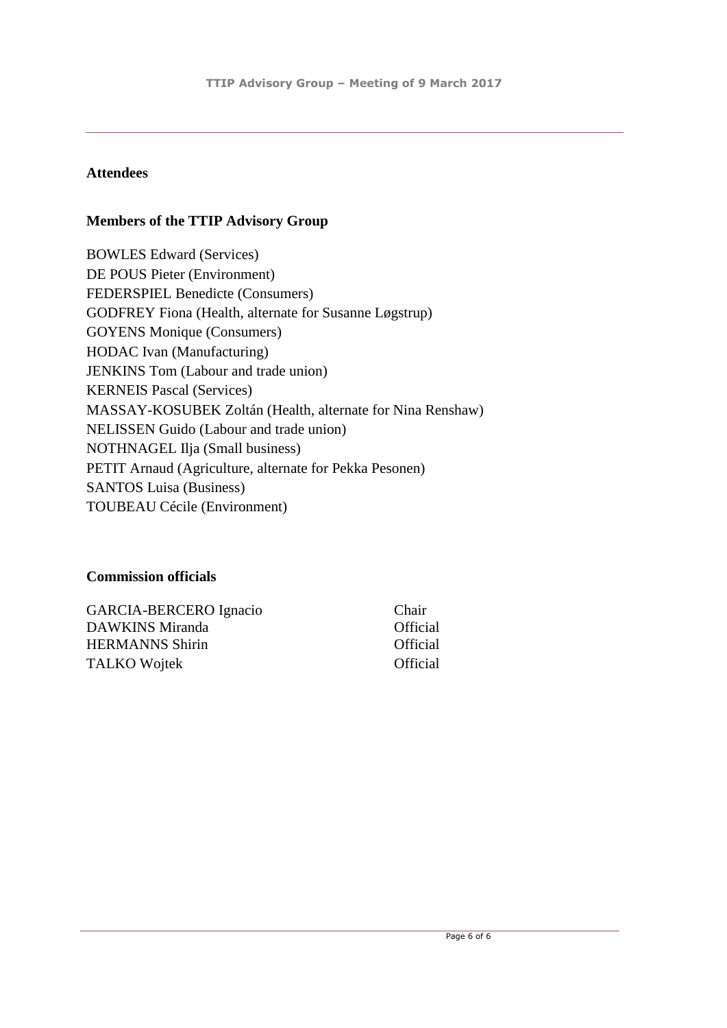**Attendees**

**Members of the TTIP Advisory Group**

BOWLES Edward (Services)
DE POUS Pieter (Environment)
FEDERSPIEL Benedicte (Consumers)
GODFREY Fiona (Health, alternate for Susanne Løgstrup)
GOYENS Monique (Consumers)
HODAC Ivan (Manufacturing)
JENKINS Tom (Labour and trade union)
KERNEIS Pascal (Services)
MASSAY-KOSUBEK Zoltán (Health, alternate for Nina Renshaw)
NELISSEN Guido (Labour and trade union)
NOTHNAGEL Ilja (Small business)
PETIT Arnaud (Agriculture, alternate for Pekka Pesonen)
SANTOS Luisa (Business)
TOUBEAU Cécile (Environment)

**Commission officials**

| | |
|---|---|
| GARCIA-BERCERO Ignacio | Chair |
| DAWKINS Miranda | Official |
| HERMANNS Shirin | Official |
| TALKO Wojtek | Official |